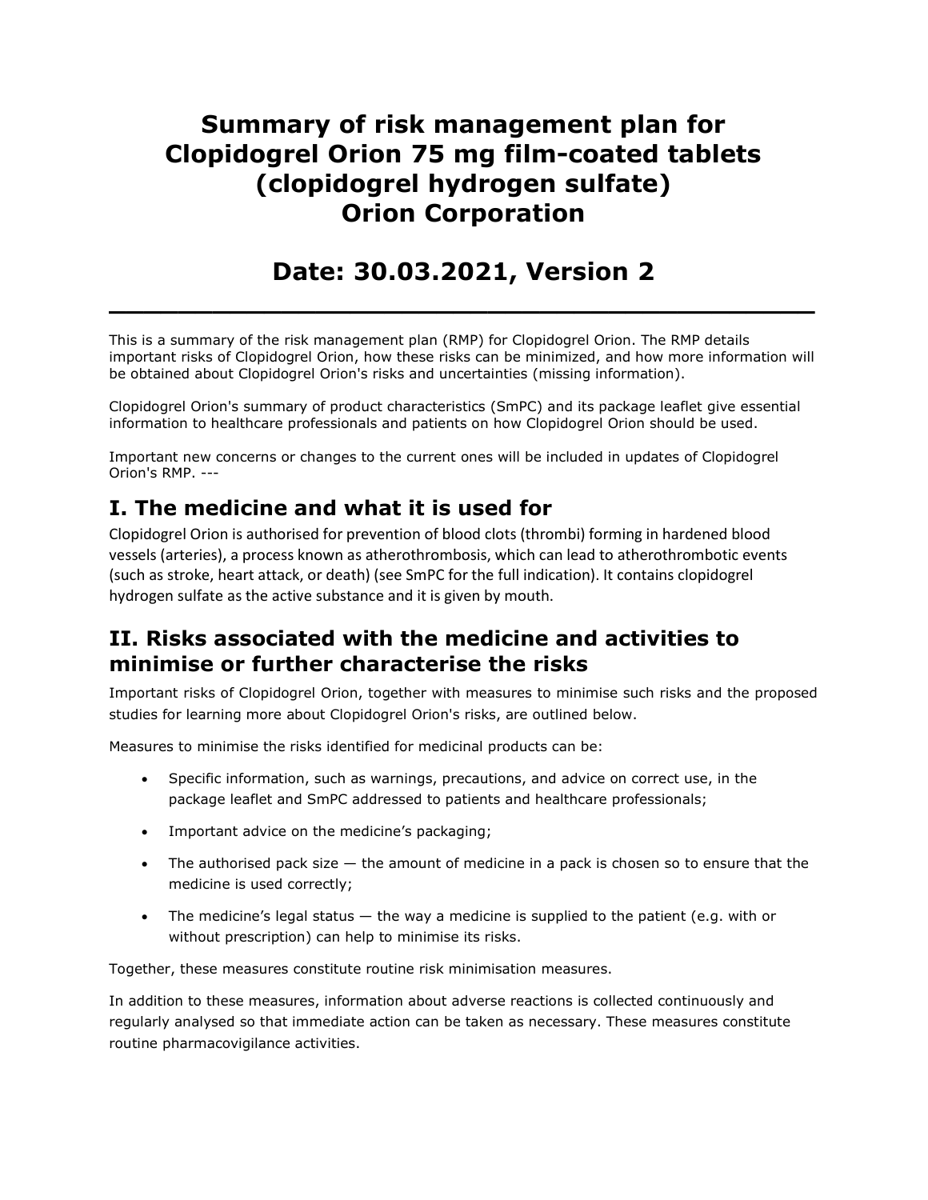# Summary of risk management plan for Clopidogrel Orion 75 mg film-coated tablets (clopidogrel hydrogen sulfate) Orion Corporation

# Date: 30.03.2021, Version 2

---

This is a summary of the risk management plan (RMP) for Clopidogrel Orion. The RMP details important risks of Clopidogrel Orion, how these risks can be minimized, and how more information will be obtained about Clopidogrel Orion's risks and uncertainties (missing information).

Clopidogrel Orion's summary of product characteristics (SmPC) and its package leaflet give essential information to healthcare professionals and patients on how Clopidogrel Orion should be used.

Important new concerns or changes to the current ones will be included in updates of Clopidogrel Orion's RMP. ---

## I. The medicine and what it is used for

Clopidogrel Orion is authorised for prevention of blood clots (thrombi) forming in hardened blood vessels (arteries), a process known as atherothrombosis, which can lead to atherothrombotic events (such as stroke, heart attack, or death) (see SmPC for the full indication). It contains clopidogrel hydrogen sulfate as the active substance and it is given by mouth.

## II. Risks associated with the medicine and activities to minimise or further characterise the risks

Important risks of Clopidogrel Orion, together with measures to minimise such risks and the proposed studies for learning more about Clopidogrel Orion's risks, are outlined below.

Measures to minimise the risks identified for medicinal products can be:

- Specific information, such as warnings, precautions, and advice on correct use, in the package leaflet and SmPC addressed to patients and healthcare professionals;
- Important advice on the medicine's packaging;
- The authorised pack size — the amount of medicine in a pack is chosen so to ensure that the medicine is used correctly;
- The medicine's legal status — the way a medicine is supplied to the patient (e.g. with or without prescription) can help to minimise its risks.

Together, these measures constitute routine risk minimisation measures.

In addition to these measures, information about adverse reactions is collected continuously and regularly analysed so that immediate action can be taken as necessary. These measures constitute routine pharmacovigilance activities.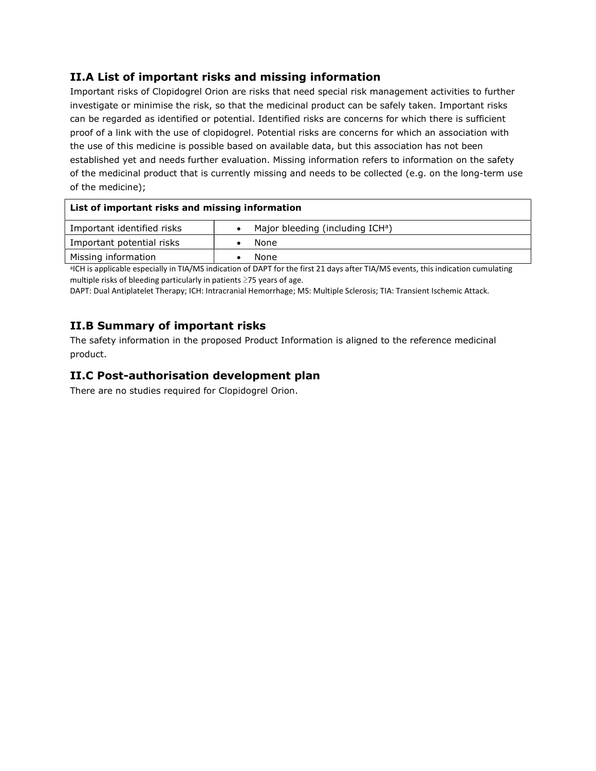## II.A List of important risks and missing information

Important risks of Clopidogrel Orion are risks that need special risk management activities to further investigate or minimise the risk, so that the medicinal product can be safely taken. Important risks can be regarded as identified or potential. Identified risks are concerns for which there is sufficient proof of a link with the use of clopidogrel. Potential risks are concerns for which an association with the use of this medicine is possible based on available data, but this association has not been established yet and needs further evaluation. Missing information refers to information on the safety of the medicinal product that is currently missing and needs to be collected (e.g. on the long-term use of the medicine);

| **List of important risks and missing information** | |
|---|---|
| Important identified risks | • Major bleeding (including ICH[a]) |
| Important potential risks | • None |
| Missing information | • None |

[a]ICH is applicable especially in TIA/MS indication of DAPT for the first 21 days after TIA/MS events, this indication cumulating multiple risks of bleeding particularly in patients ≥75 years of age.

DAPT: Dual Antiplatelet Therapy; ICH: Intracranial Hemorrhage; MS: Multiple Sclerosis; TIA: Transient Ischemic Attack.

## II.B Summary of important risks

The safety information in the proposed Product Information is aligned to the reference medicinal product.

## II.C Post-authorisation development plan

There are no studies required for Clopidogrel Orion.